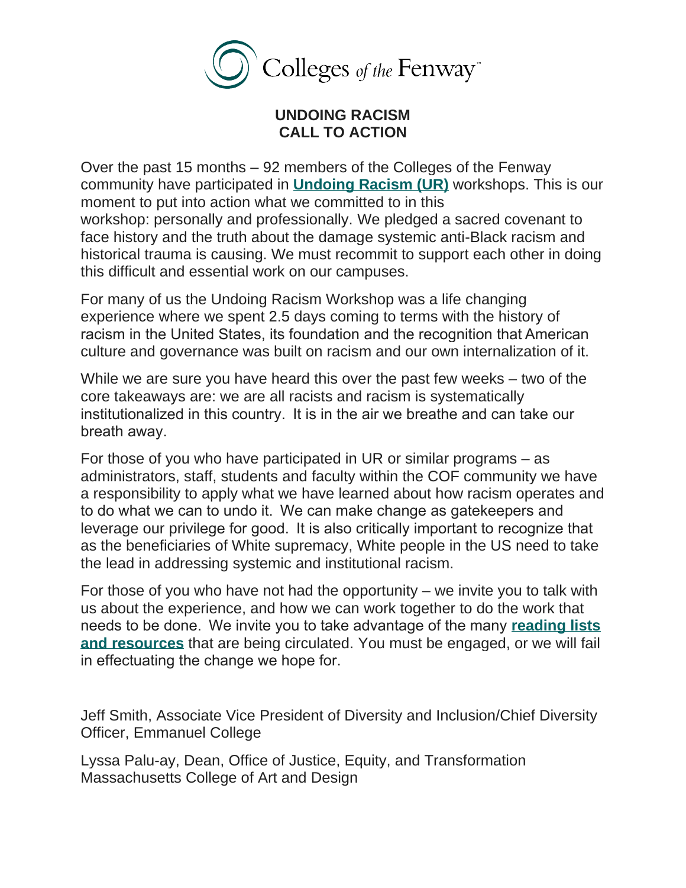Colleges of the Fenway

**UNDOING RACISM**
**CALL TO ACTION**

Over the past 15 months – 92 members of the Colleges of the Fenway community have participated in **Undoing Racism (UR)** workshops. This is our moment to put into action what we committed to in this workshop: personally and professionally. We pledged a sacred covenant to face history and the truth about the damage systemic anti-Black racism and historical trauma is causing. We must recommit to support each other in doing this difficult and essential work on our campuses.

For many of us the Undoing Racism Workshop was a life changing experience where we spent 2.5 days coming to terms with the history of racism in the United States, its foundation and the recognition that American culture and governance was built on racism and our own internalization of it.

While we are sure you have heard this over the past few weeks – two of the core takeaways are: we are all racists and racism is systematically institutionalized in this country. It is in the air we breathe and can take our breath away.

For those of you who have participated in UR or similar programs – as administrators, staff, students and faculty within the COF community we have a responsibility to apply what we have learned about how racism operates and to do what we can to undo it. We can make change as gatekeepers and leverage our privilege for good. It is also critically important to recognize that as the beneficiaries of White supremacy, White people in the US need to take the lead in addressing systemic and institutional racism.

For those of you who have not had the opportunity – we invite you to talk with us about the experience, and how we can work together to do the work that needs to be done. We invite you to take advantage of the many **reading lists and resources** that are being circulated. You must be engaged, or we will fail in effectuating the change we hope for.

Jeff Smith, Associate Vice President of Diversity and Inclusion/Chief Diversity Officer, Emmanuel College

Lyssa Palu-ay, Dean, Office of Justice, Equity, and Transformation Massachusetts College of Art and Design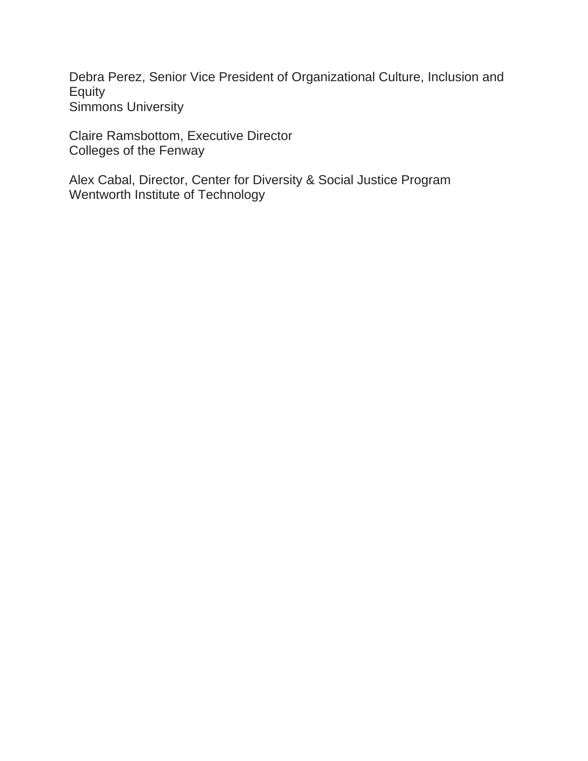Debra Perez, Senior Vice President of Organizational Culture, Inclusion and Equity
Simmons University

Claire Ramsbottom, Executive Director
Colleges of the Fenway

Alex Cabal, Director, Center for Diversity & Social Justice Program
Wentworth Institute of Technology